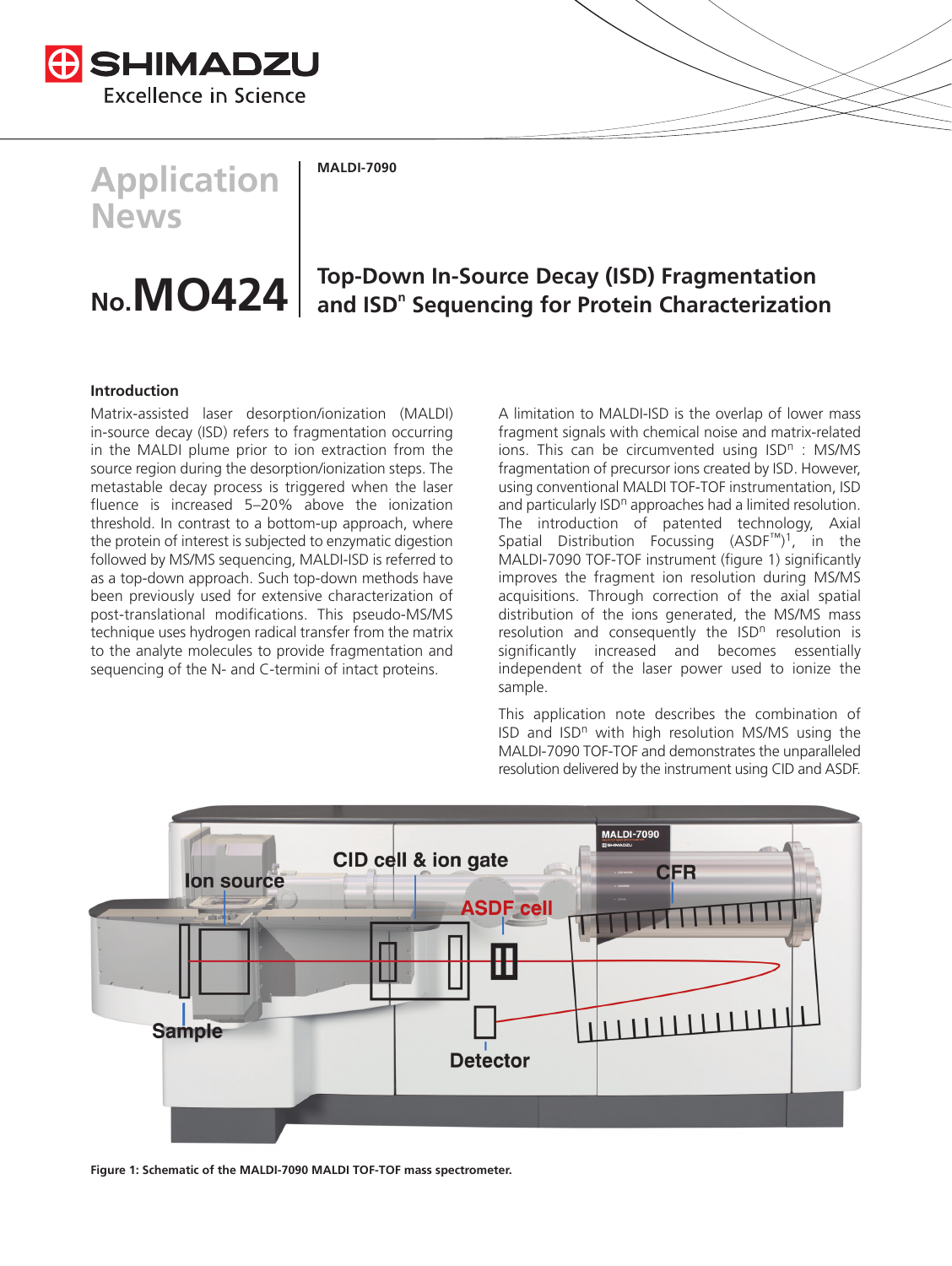SHIMADZU
Excellence in Science

# Application News

**MALDI-7090**

## No.MO424

## Top-Down In-Source Decay (ISD) Fragmentation and ISD$^n$ Sequencing for Protein Characterization

### Introduction

Matrix-assisted laser desorption/ionization (MALDI) in-source decay (ISD) refers to fragmentation occurring in the MALDI plume prior to ion extraction from the source region during the desorption/ionization steps. The metastable decay process is triggered when the laser fluence is increased 5–20% above the ionization threshold. In contrast to a bottom-up approach, where the protein of interest is subjected to enzymatic digestion followed by MS/MS sequencing, MALDI-ISD is referred to as a top-down approach. Such top-down methods have been previously used for extensive characterization of post-translational modifications. This pseudo-MS/MS technique uses hydrogen radical transfer from the matrix to the analyte molecules to provide fragmentation and sequencing of the N- and C-termini of intact proteins.

A limitation to MALDI-ISD is the overlap of lower mass fragment signals with chemical noise and matrix-related ions. This can be circumvented using ISD$^n$ : MS/MS fragmentation of precursor ions created by ISD. However, using conventional MALDI TOF-TOF instrumentation, ISD and particularly ISD$^n$ approaches had a limited resolution. The introduction of patented technology, Axial Spatial Distribution Focussing (ASDF™)[1], in the MALDI-7090 TOF-TOF instrument (figure 1) significantly improves the fragment ion resolution during MS/MS acquisitions. Through correction of the axial spatial distribution of the ions generated, the MS/MS mass resolution and consequently the ISD$^n$ resolution is significantly increased and becomes essentially independent of the laser power used to ionize the sample.

This application note describes the combination of ISD and ISD$^n$ with high resolution MS/MS using the MALDI-7090 TOF-TOF and demonstrates the unparalleled resolution delivered by the instrument using CID and ASDF.

**Figure 1: Schematic of the MALDI-7090 MALDI TOF-TOF mass spectrometer.**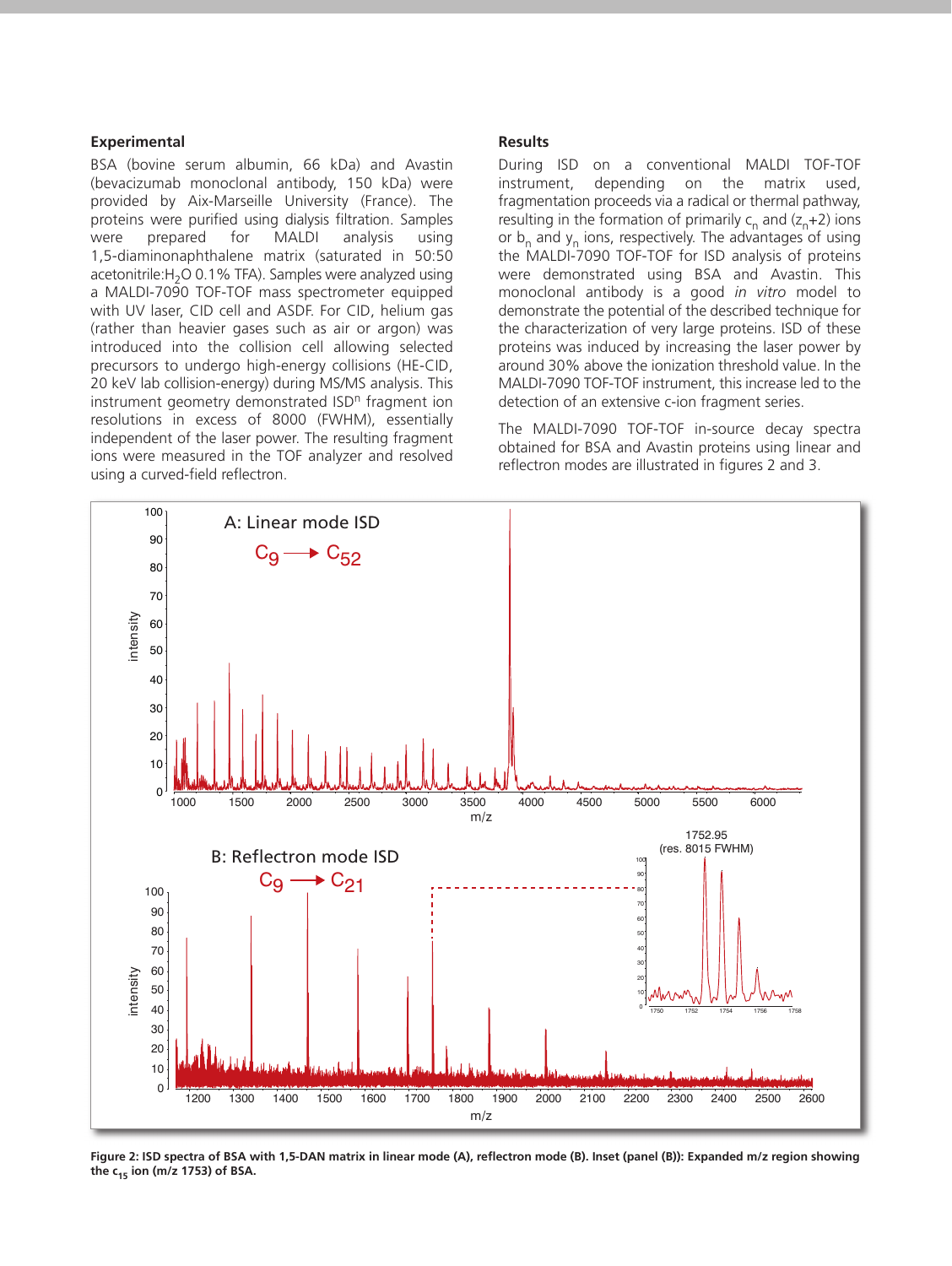### Experimental

BSA (bovine serum albumin, 66 kDa) and Avastin (bevacizumab monoclonal antibody, 150 kDa) were provided by Aix-Marseille University (France). The proteins were purified using dialysis filtration. Samples were prepared for MALDI analysis using 1,5-diaminonaphthalene matrix (saturated in 50:50 acetonitrile:$H_2O$ 0.1% TFA). Samples were analyzed using a MALDI-7090 TOF-TOF mass spectrometer equipped with UV laser, CID cell and ASDF. For CID, helium gas (rather than heavier gases such as air or argon) was introduced into the collision cell allowing selected precursors to undergo high-energy collisions (HE-CID, 20 keV lab collision-energy) during MS/MS analysis. This instrument geometry demonstrated $ISD^n$ fragment ion resolutions in excess of 8000 (FWHM), essentially independent of the laser power. The resulting fragment ions were measured in the TOF analyzer and resolved using a curved-field reflectron.

### Results

During ISD on a conventional MALDI TOF-TOF instrument, depending on the matrix used, fragmentation proceeds via a radical or thermal pathway, resulting in the formation of primarily $c_n$ and $(z_n+2)$ ions or $b_n$ and $y_n$ ions, respectively. The advantages of using the MALDI-7090 TOF-TOF for ISD analysis of proteins were demonstrated using BSA and Avastin. This monoclonal antibody is a good *in vitro* model to demonstrate the potential of the described technique for the characterization of very large proteins. ISD of these proteins was induced by increasing the laser power by around 30% above the ionization threshold value. In the MALDI-7090 TOF-TOF instrument, this increase led to the detection of an extensive c-ion fragment series.

The MALDI-7090 TOF-TOF in-source decay spectra obtained for BSA and Avastin proteins using linear and reflectron modes are illustrated in figures 2 and 3.

**Figure 2: ISD spectra of BSA with 1,5-DAN matrix in linear mode (A), reflectron mode (B). Inset (panel (B)): Expanded m/z region showing the $c_{15}$ ion (m/z 1753) of BSA.**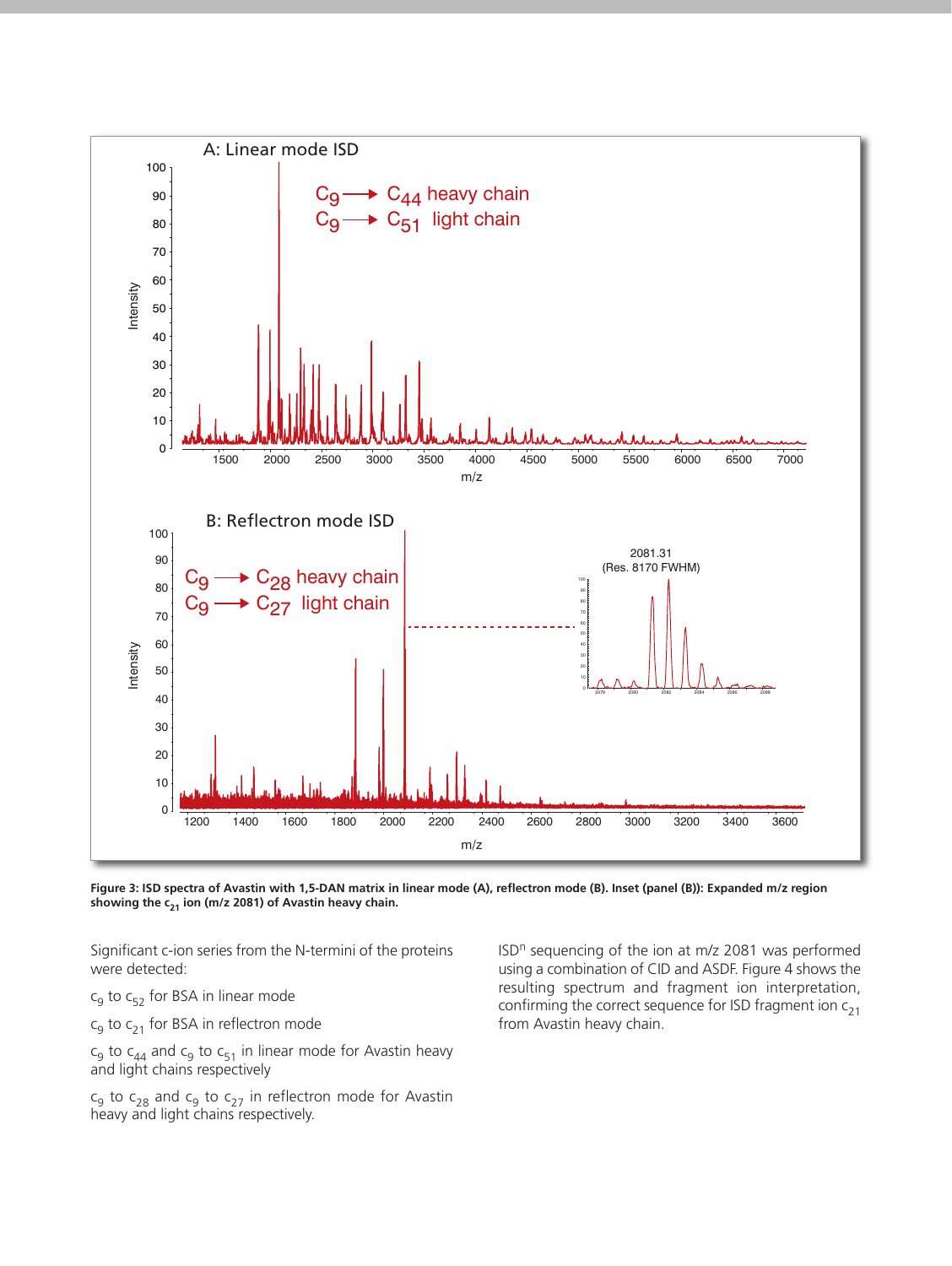**Figure 3: ISD spectra of Avastin with 1,5-DAN matrix in linear mode (A), reflectron mode (B). Inset (panel (B)): Expanded m/z region showing the $c_{21}$ ion (m/z 2081) of Avastin heavy chain.**

Significant c-ion series from the N-termini of the proteins were detected:

$c_9$ to $c_{52}$ for BSA in linear mode

$c_9$ to $c_{21}$ for BSA in reflectron mode

$c_9$ to $c_{44}$ and $c_9$ to $c_{51}$ in linear mode for Avastin heavy and light chains respectively

$c_9$ to $c_{28}$ and $c_9$ to $c_{27}$ in reflectron mode for Avastin heavy and light chains respectively.

ISD$^n$ sequencing of the ion at m/z 2081 was performed using a combination of CID and ASDF. Figure 4 shows the resulting spectrum and fragment ion interpretation, confirming the correct sequence for ISD fragment ion $c_{21}$ from Avastin heavy chain.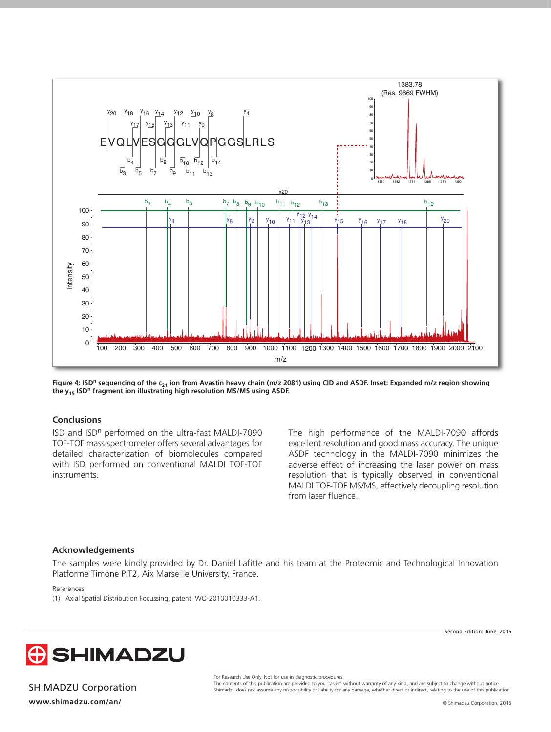1383.78
(Res. 9669 FWHM)

EVQLVESGGGLVQPGGSLRLS

x20

Intensity

m/z

100 200 300 400 500 600 700 800 900 1000 1100 1200 1300 1400 1500 1600 1700 1800 1900 2000 2100

Figure 4: ISD$^n$ sequencing of the $c_{21}$ ion from Avastin heavy chain (m/z 2081) using CID and ASDF. Inset: Expanded m/z region showing the $y_{15}$ ISD$^n$ fragment ion illustrating high resolution MS/MS using ASDF.

## Conclusions

ISD and ISD$^n$ performed on the ultra-fast MALDI-7090 TOF-TOF mass spectrometer offers several advantages for detailed characterization of biomolecules compared with ISD performed on conventional MALDI TOF-TOF instruments.

The high performance of the MALDI-7090 affords excellent resolution and good mass accuracy. The unique ASDF technology in the MALDI-7090 minimizes the adverse effect of increasing the laser power on mass resolution that is typically observed in conventional MALDI TOF-TOF MS/MS, effectively decoupling resolution from laser fluence.

## Acknowledgements

The samples were kindly provided by Dr. Daniel Lafitte and his team at the Proteomic and Technological Innovation Platforme Timone PIT2, Aix Marseille University, France.

References

(1) Axial Spatial Distribution Focussing, patent: WO-2010010333-A1.

Second Edition: June, 2016

SHIMADZU

SHIMADZU Corporation

www.shimadzu.com/an/

For Research Use Only. Not for use in diagnostic procedures.
The contents of this publication are provided to you "as is" without warranty of any kind, and are subject to change without notice.
Shimadzu does not assume any responsibility or liability for any damage, whether direct or indirect, relating to the use of this publication.

© Shimadzu Corporation, 2016